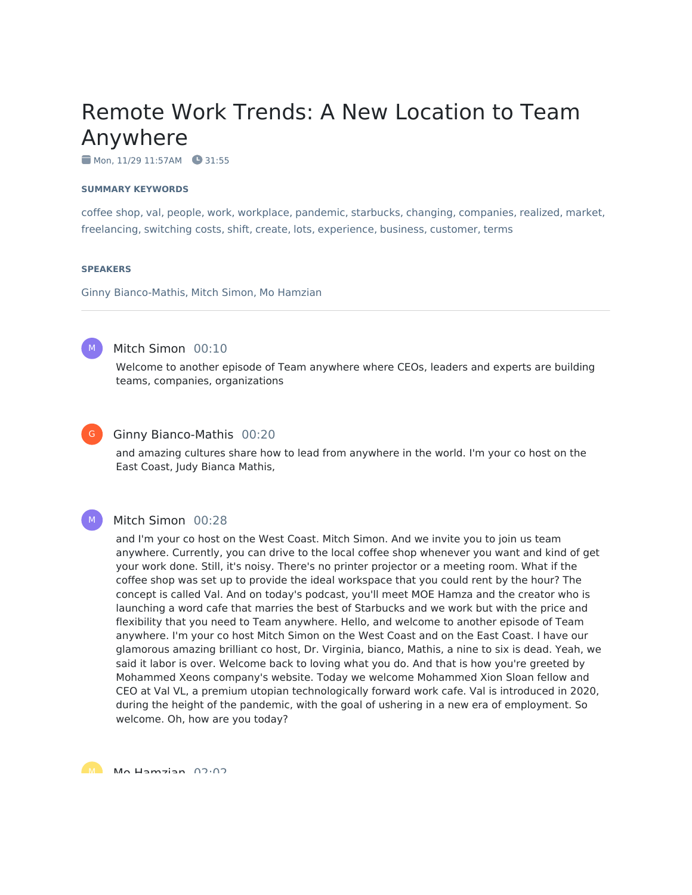# Remote Work Trends: A New Location to Team Anywhere

Mon, 11/29 11:57AM · 31:55

**SUMMARY KEYWORDS**

coffee shop, val, people, work, workplace, pandemic, starbucks, changing, companies, realized, market, freelancing, switching costs, shift, create, lots, experience, business, customer, terms

**SPEAKERS**

Ginny Bianco-Mathis, Mitch Simon, Mo Hamzian

---

**Mitch Simon** 00:10

Welcome to another episode of Team anywhere where CEOs, leaders and experts are building teams, companies, organizations

**Ginny Bianco-Mathis** 00:20

and amazing cultures share how to lead from anywhere in the world. I'm your co host on the East Coast, Judy Bianca Mathis,

**Mitch Simon** 00:28

and I'm your co host on the West Coast. Mitch Simon. And we invite you to join us team anywhere. Currently, you can drive to the local coffee shop whenever you want and kind of get your work done. Still, it's noisy. There's no printer projector or a meeting room. What if the coffee shop was set up to provide the ideal workspace that you could rent by the hour? The concept is called Val. And on today's podcast, you'll meet MOE Hamza and the creator who is launching a word cafe that marries the best of Starbucks and we work but with the price and flexibility that you need to Team anywhere. Hello, and welcome to another episode of Team anywhere. I'm your co host Mitch Simon on the West Coast and on the East Coast. I have our glamorous amazing brilliant co host, Dr. Virginia, bianco, Mathis, a nine to six is dead. Yeah, we said it labor is over. Welcome back to loving what you do. And that is how you're greeted by Mohammed Xeons company's website. Today we welcome Mohammed Xion Sloan fellow and CEO at Val VL, a premium utopian technologically forward work cafe. Val is introduced in 2020, during the height of the pandemic, with the goal of ushering in a new era of employment. So welcome. Oh, how are you today?

**Mo Hamzian** 02:02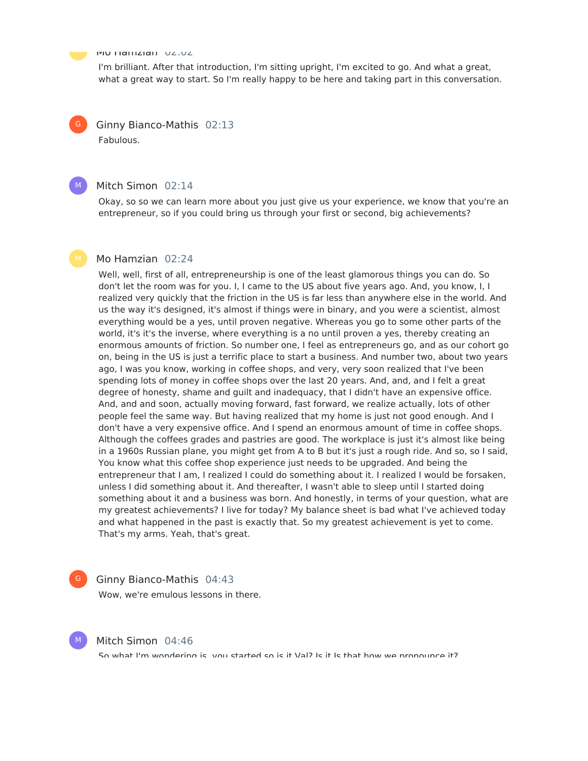**Mo Hamzian** 02:02

I'm brilliant. After that introduction, I'm sitting upright, I'm excited to go. And what a great, what a great way to start. So I'm really happy to be here and taking part in this conversation.

**Ginny Bianco-Mathis** 02:13

Fabulous.

**Mitch Simon** 02:14

Okay, so so we can learn more about you just give us your experience, we know that you're an entrepreneur, so if you could bring us through your first or second, big achievements?

**Mo Hamzian** 02:24

Well, well, first of all, entrepreneurship is one of the least glamorous things you can do. So don't let the room was for you. I, I came to the US about five years ago. And, you know, I, I realized very quickly that the friction in the US is far less than anywhere else in the world. And us the way it's designed, it's almost if things were in binary, and you were a scientist, almost everything would be a yes, until proven negative. Whereas you go to some other parts of the world, it's it's the inverse, where everything is a no until proven a yes, thereby creating an enormous amounts of friction. So number one, I feel as entrepreneurs go, and as our cohort go on, being in the US is just a terrific place to start a business. And number two, about two years ago, I was you know, working in coffee shops, and very, very soon realized that I've been spending lots of money in coffee shops over the last 20 years. And, and, and I felt a great degree of honesty, shame and guilt and inadequacy, that I didn't have an expensive office. And, and and soon, actually moving forward, fast forward, we realize actually, lots of other people feel the same way. But having realized that my home is just not good enough. And I don't have a very expensive office. And I spend an enormous amount of time in coffee shops. Although the coffees grades and pastries are good. The workplace is just it's almost like being in a 1960s Russian plane, you might get from A to B but it's just a rough ride. And so, so I said, You know what this coffee shop experience just needs to be upgraded. And being the entrepreneur that I am, I realized I could do something about it. I realized I would be forsaken, unless I did something about it. And thereafter, I wasn't able to sleep until I started doing something about it and a business was born. And honestly, in terms of your question, what are my greatest achievements? I live for today? My balance sheet is bad what I've achieved today and what happened in the past is exactly that. So my greatest achievement is yet to come. That's my arms. Yeah, that's great.

**Ginny Bianco-Mathis** 04:43

Wow, we're emulous lessons in there.

**Mitch Simon** 04:46

So what I'm wondering is, you started so is it Val? Is it Is that how we pronounce it?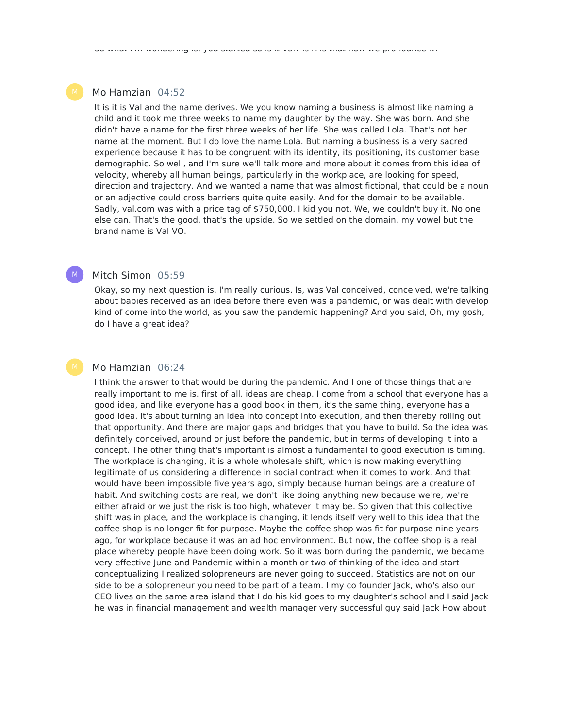So what I'm wondering is, you started so is it Val? Is it is that how we pronounce it?

Mo Hamzian 04:52

It is it is Val and the name derives. We you know naming a business is almost like naming a child and it took me three weeks to name my daughter by the way. She was born. And she didn't have a name for the first three weeks of her life. She was called Lola. That's not her name at the moment. But I do love the name Lola. But naming a business is a very sacred experience because it has to be congruent with its identity, its positioning, its customer base demographic. So well, and I'm sure we'll talk more and more about it comes from this idea of velocity, whereby all human beings, particularly in the workplace, are looking for speed, direction and trajectory. And we wanted a name that was almost fictional, that could be a noun or an adjective could cross barriers quite quite easily. And for the domain to be available. Sadly, val.com was with a price tag of $750,000. I kid you not. We, we couldn't buy it. No one else can. That's the good, that's the upside. So we settled on the domain, my vowel but the brand name is Val VO.

Mitch Simon 05:59

Okay, so my next question is, I'm really curious. Is, was Val conceived, conceived, we're talking about babies received as an idea before there even was a pandemic, or was dealt with develop kind of come into the world, as you saw the pandemic happening? And you said, Oh, my gosh, do I have a great idea?

Mo Hamzian 06:24

I think the answer to that would be during the pandemic. And I one of those things that are really important to me is, first of all, ideas are cheap, I come from a school that everyone has a good idea, and like everyone has a good book in them, it's the same thing, everyone has a good idea. It's about turning an idea into concept into execution, and then thereby rolling out that opportunity. And there are major gaps and bridges that you have to build. So the idea was definitely conceived, around or just before the pandemic, but in terms of developing it into a concept. The other thing that's important is almost a fundamental to good execution is timing. The workplace is changing, it is a whole wholesale shift, which is now making everything legitimate of us considering a difference in social contract when it comes to work. And that would have been impossible five years ago, simply because human beings are a creature of habit. And switching costs are real, we don't like doing anything new because we're, we're either afraid or we just the risk is too high, whatever it may be. So given that this collective shift was in place, and the workplace is changing, it lends itself very well to this idea that the coffee shop is no longer fit for purpose. Maybe the coffee shop was fit for purpose nine years ago, for workplace because it was an ad hoc environment. But now, the coffee shop is a real place whereby people have been doing work. So it was born during the pandemic, we became very effective June and Pandemic within a month or two of thinking of the idea and start conceptualizing I realized solopreneurs are never going to succeed. Statistics are not on our side to be a solopreneur you need to be part of a team. I my co founder Jack, who's also our CEO lives on the same area island that I do his kid goes to my daughter's school and I said Jack he was in financial management and wealth manager very successful guy said Jack How about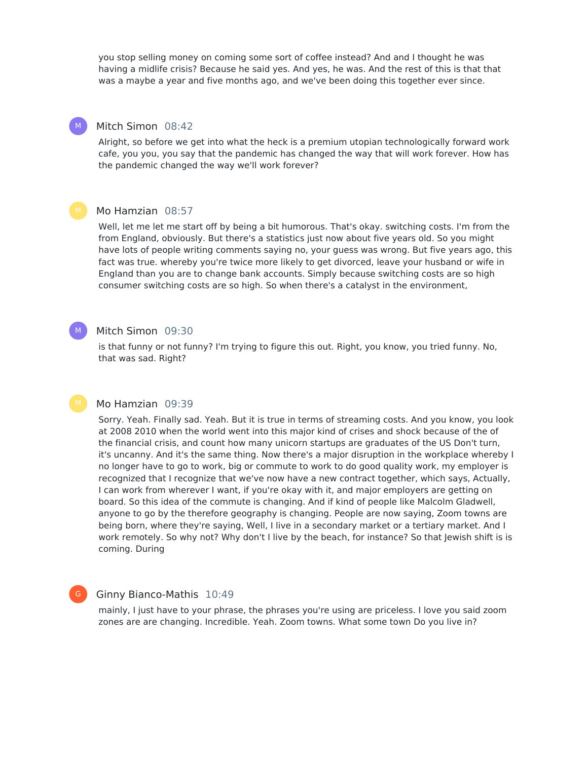you stop selling money on coming some sort of coffee instead? And and I thought he was having a midlife crisis? Because he said yes. And yes, he was. And the rest of this is that that was a maybe a year and five months ago, and we've been doing this together ever since.

**Mitch Simon** 08:42

Alright, so before we get into what the heck is a premium utopian technologically forward work cafe, you you, you say that the pandemic has changed the way that will work forever. How has the pandemic changed the way we'll work forever?

**Mo Hamzian** 08:57

Well, let me let me start off by being a bit humorous. That's okay. switching costs. I'm from the from England, obviously. But there's a statistics just now about five years old. So you might have lots of people writing comments saying no, your guess was wrong. But five years ago, this fact was true. whereby you're twice more likely to get divorced, leave your husband or wife in England than you are to change bank accounts. Simply because switching costs are so high consumer switching costs are so high. So when there's a catalyst in the environment,

**Mitch Simon** 09:30

is that funny or not funny? I'm trying to figure this out. Right, you know, you tried funny. No, that was sad. Right?

**Mo Hamzian** 09:39

Sorry. Yeah. Finally sad. Yeah. But it is true in terms of streaming costs. And you know, you look at 2008 2010 when the world went into this major kind of crises and shock because of the of the financial crisis, and count how many unicorn startups are graduates of the US Don't turn, it's uncanny. And it's the same thing. Now there's a major disruption in the workplace whereby I no longer have to go to work, big or commute to work to do good quality work, my employer is recognized that I recognize that we've now have a new contract together, which says, Actually, I can work from wherever I want, if you're okay with it, and major employers are getting on board. So this idea of the commute is changing. And if kind of people like Malcolm Gladwell, anyone to go by the therefore geography is changing. People are now saying, Zoom towns are being born, where they're saying, Well, I live in a secondary market or a tertiary market. And I work remotely. So why not? Why don't I live by the beach, for instance? So that Jewish shift is is coming. During

**Ginny Bianco-Mathis** 10:49

mainly, I just have to your phrase, the phrases you're using are priceless. I love you said zoom zones are are changing. Incredible. Yeah. Zoom towns. What some town Do you live in?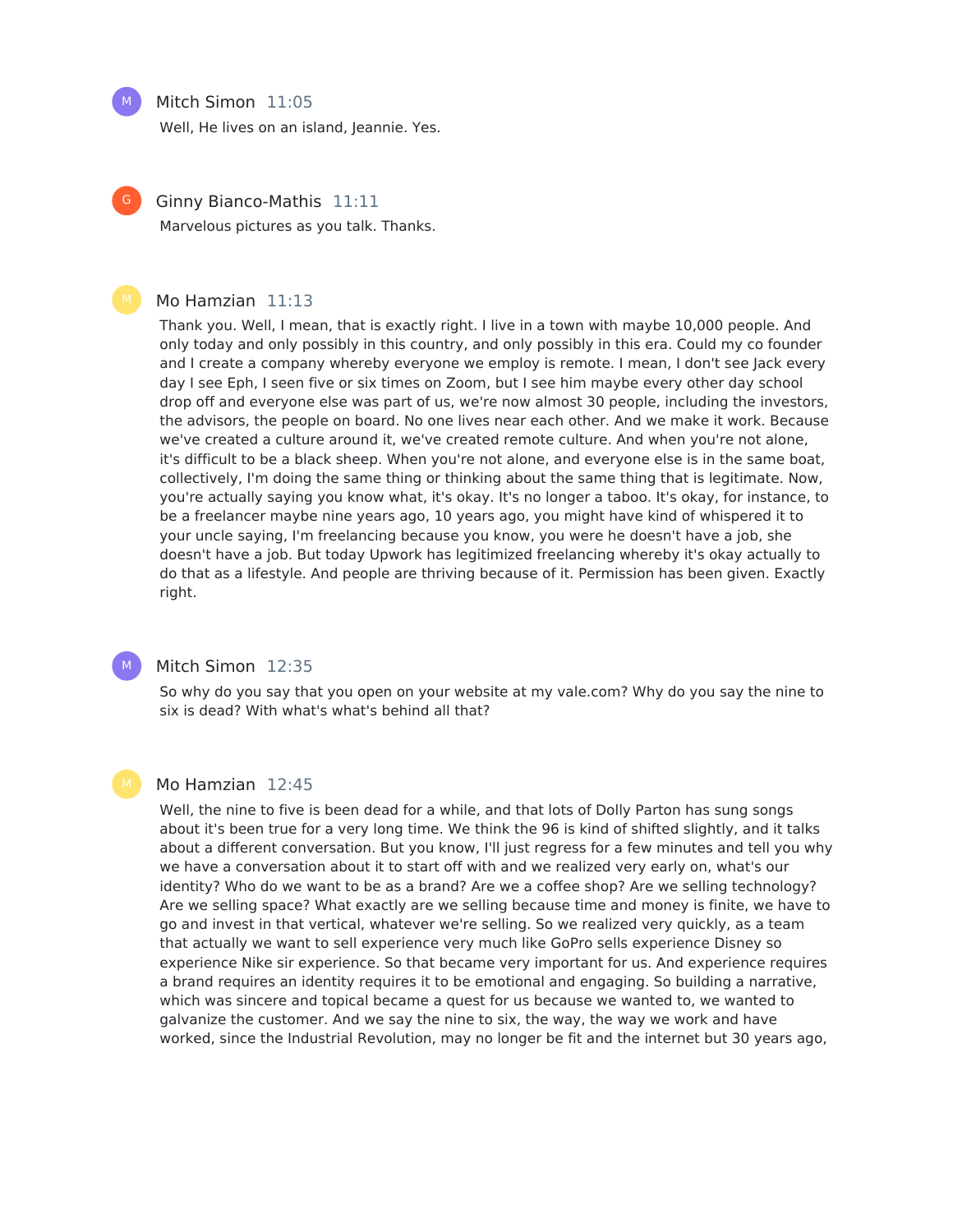**Mitch Simon** 11:05

Well, He lives on an island, Jeannie. Yes.

**Ginny Bianco-Mathis** 11:11

Marvelous pictures as you talk. Thanks.

**Mo Hamzian** 11:13

Thank you. Well, I mean, that is exactly right. I live in a town with maybe 10,000 people. And only today and only possibly in this country, and only possibly in this era. Could my co founder and I create a company whereby everyone we employ is remote. I mean, I don't see Jack every day I see Eph, I seen five or six times on Zoom, but I see him maybe every other day school drop off and everyone else was part of us, we're now almost 30 people, including the investors, the advisors, the people on board. No one lives near each other. And we make it work. Because we've created a culture around it, we've created remote culture. And when you're not alone, it's difficult to be a black sheep. When you're not alone, and everyone else is in the same boat, collectively, I'm doing the same thing or thinking about the same thing that is legitimate. Now, you're actually saying you know what, it's okay. It's no longer a taboo. It's okay, for instance, to be a freelancer maybe nine years ago, 10 years ago, you might have kind of whispered it to your uncle saying, I'm freelancing because you know, you were he doesn't have a job, she doesn't have a job. But today Upwork has legitimized freelancing whereby it's okay actually to do that as a lifestyle. And people are thriving because of it. Permission has been given. Exactly right.

**Mitch Simon** 12:35

So why do you say that you open on your website at my vale.com? Why do you say the nine to six is dead? With what's what's behind all that?

**Mo Hamzian** 12:45

Well, the nine to five is been dead for a while, and that lots of Dolly Parton has sung songs about it's been true for a very long time. We think the 96 is kind of shifted slightly, and it talks about a different conversation. But you know, I'll just regress for a few minutes and tell you why we have a conversation about it to start off with and we realized very early on, what's our identity? Who do we want to be as a brand? Are we a coffee shop? Are we selling technology? Are we selling space? What exactly are we selling because time and money is finite, we have to go and invest in that vertical, whatever we're selling. So we realized very quickly, as a team that actually we want to sell experience very much like GoPro sells experience Disney so experience Nike sir experience. So that became very important for us. And experience requires a brand requires an identity requires it to be emotional and engaging. So building a narrative, which was sincere and topical became a quest for us because we wanted to, we wanted to galvanize the customer. And we say the nine to six, the way, the way we work and have worked, since the Industrial Revolution, may no longer be fit and the internet but 30 years ago,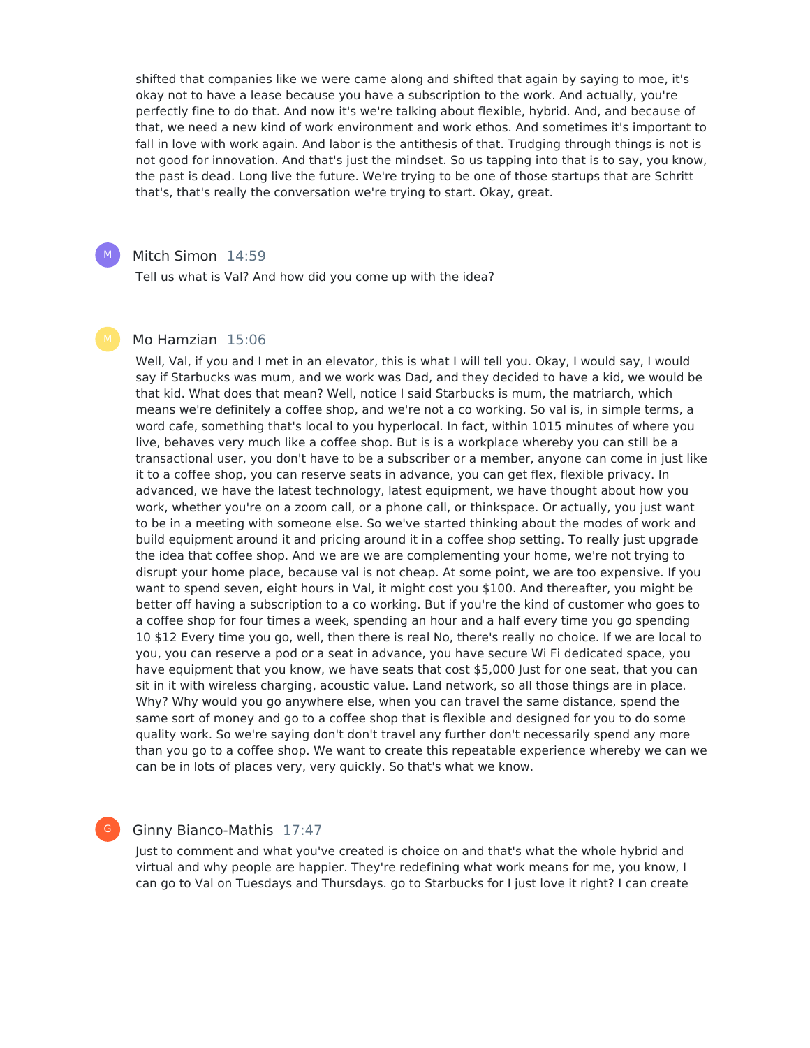shifted that companies like we were came along and shifted that again by saying to moe, it's okay not to have a lease because you have a subscription to the work. And actually, you're perfectly fine to do that. And now it's we're talking about flexible, hybrid. And, and because of that, we need a new kind of work environment and work ethos. And sometimes it's important to fall in love with work again. And labor is the antithesis of that. Trudging through things is not is not good for innovation. And that's just the mindset. So us tapping into that is to say, you know, the past is dead. Long live the future. We're trying to be one of those startups that are Schritt that's, that's really the conversation we're trying to start. Okay, great.

**Mitch Simon** 14:59

Tell us what is Val? And how did you come up with the idea?

**Mo Hamzian** 15:06

Well, Val, if you and I met in an elevator, this is what I will tell you. Okay, I would say, I would say if Starbucks was mum, and we work was Dad, and they decided to have a kid, we would be that kid. What does that mean? Well, notice I said Starbucks is mum, the matriarch, which means we're definitely a coffee shop, and we're not a co working. So val is, in simple terms, a word cafe, something that's local to you hyperlocal. In fact, within 1015 minutes of where you live, behaves very much like a coffee shop. But is is a workplace whereby you can still be a transactional user, you don't have to be a subscriber or a member, anyone can come in just like it to a coffee shop, you can reserve seats in advance, you can get flex, flexible privacy. In advanced, we have the latest technology, latest equipment, we have thought about how you work, whether you're on a zoom call, or a phone call, or thinkspace. Or actually, you just want to be in a meeting with someone else. So we've started thinking about the modes of work and build equipment around it and pricing around it in a coffee shop setting. To really just upgrade the idea that coffee shop. And we are we are complementing your home, we're not trying to disrupt your home place, because val is not cheap. At some point, we are too expensive. If you want to spend seven, eight hours in Val, it might cost you $100. And thereafter, you might be better off having a subscription to a co working. But if you're the kind of customer who goes to a coffee shop for four times a week, spending an hour and a half every time you go spending 10 $12 Every time you go, well, then there is real No, there's really no choice. If we are local to you, you can reserve a pod or a seat in advance, you have secure Wi Fi dedicated space, you have equipment that you know, we have seats that cost $5,000 Just for one seat, that you can sit in it with wireless charging, acoustic value. Land network, so all those things are in place. Why? Why would you go anywhere else, when you can travel the same distance, spend the same sort of money and go to a coffee shop that is flexible and designed for you to do some quality work. So we're saying don't don't travel any further don't necessarily spend any more than you go to a coffee shop. We want to create this repeatable experience whereby we can we can be in lots of places very, very quickly. So that's what we know.

**Ginny Bianco-Mathis** 17:47

Just to comment and what you've created is choice on and that's what the whole hybrid and virtual and why people are happier. They're redefining what work means for me, you know, I can go to Val on Tuesdays and Thursdays. go to Starbucks for I just love it right? I can create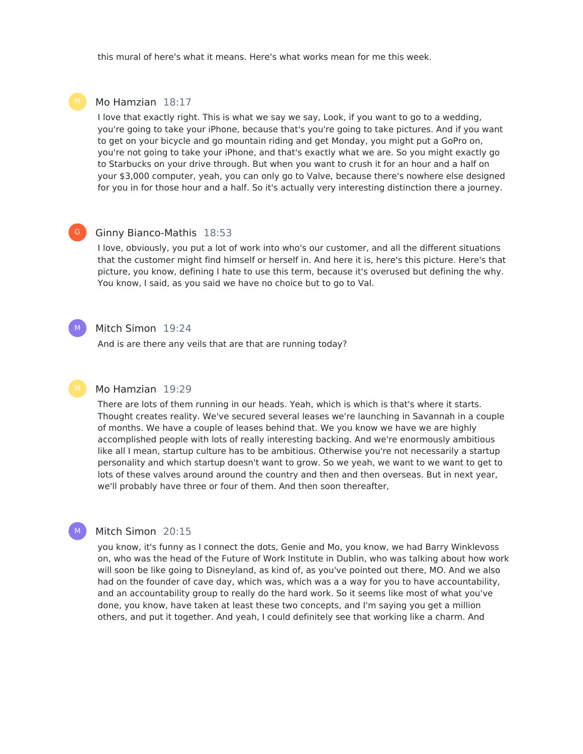this mural of here's what it means. Here's what works mean for me this week.

**Mo Hamzian** 18:17

I love that exactly right. This is what we say we say, Look, if you want to go to a wedding, you're going to take your iPhone, because that's you're going to take pictures. And if you want to get on your bicycle and go mountain riding and get Monday, you might put a GoPro on, you're not going to take your iPhone, and that's exactly what we are. So you might exactly go to Starbucks on your drive through. But when you want to crush it for an hour and a half on your $3,000 computer, yeah, you can only go to Valve, because there's nowhere else designed for you in for those hour and a half. So it's actually very interesting distinction there a journey.

**Ginny Bianco-Mathis** 18:53

I love, obviously, you put a lot of work into who's our customer, and all the different situations that the customer might find himself or herself in. And here it is, here's this picture. Here's that picture, you know, defining I hate to use this term, because it's overused but defining the why. You know, I said, as you said we have no choice but to go to Val.

**Mitch Simon** 19:24

And is are there any veils that are that are running today?

**Mo Hamzian** 19:29

There are lots of them running in our heads. Yeah, which is which is that's where it starts. Thought creates reality. We've secured several leases we're launching in Savannah in a couple of months. We have a couple of leases behind that. We you know we have we are highly accomplished people with lots of really interesting backing. And we're enormously ambitious like all I mean, startup culture has to be ambitious. Otherwise you're not necessarily a startup personality and which startup doesn't want to grow. So we yeah, we want to we want to get to lots of these valves around around the country and then and then overseas. But in next year, we'll probably have three or four of them. And then soon thereafter,

**Mitch Simon** 20:15

you know, it's funny as I connect the dots, Genie and Mo, you know, we had Barry Winklevoss on, who was the head of the Future of Work Institute in Dublin, who was talking about how work will soon be like going to Disneyland, as kind of, as you've pointed out there, MO. And we also had on the founder of cave day, which was, which was a a way for you to have accountability, and an accountability group to really do the hard work. So it seems like most of what you've done, you know, have taken at least these two concepts, and I'm saying you get a million others, and put it together. And yeah, I could definitely see that working like a charm. And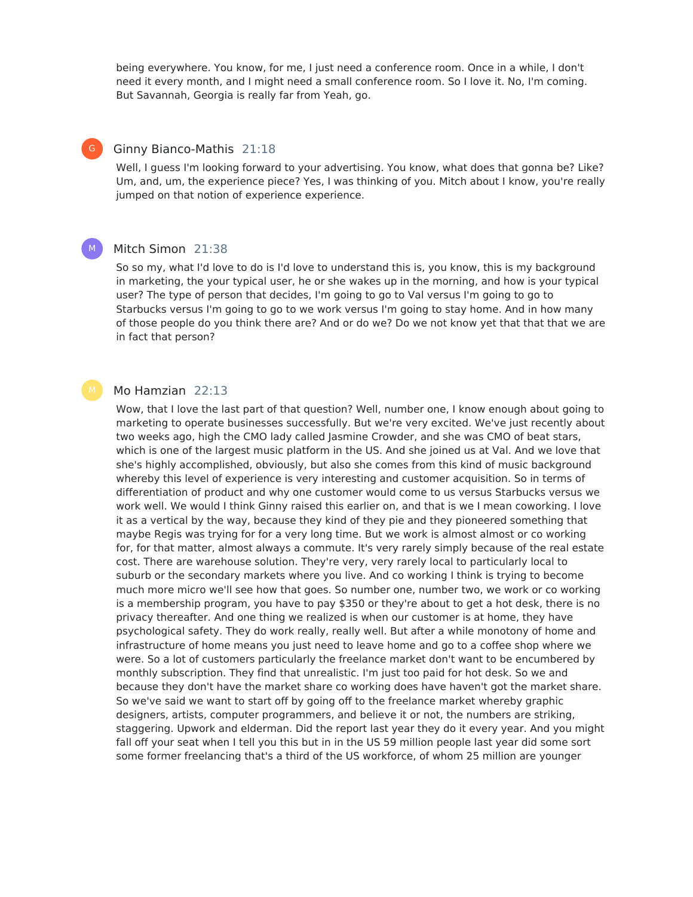being everywhere. You know, for me, I just need a conference room. Once in a while, I don't need it every month, and I might need a small conference room. So I love it. No, I'm coming. But Savannah, Georgia is really far from Yeah, go.

**Ginny Bianco-Mathis** 21:18

Well, I guess I'm looking forward to your advertising. You know, what does that gonna be? Like? Um, and, um, the experience piece? Yes, I was thinking of you. Mitch about I know, you're really jumped on that notion of experience experience.

**Mitch Simon** 21:38

So so my, what I'd love to do is I'd love to understand this is, you know, this is my background in marketing, the your typical user, he or she wakes up in the morning, and how is your typical user? The type of person that decides, I'm going to go to Val versus I'm going to go to Starbucks versus I'm going to go to we work versus I'm going to stay home. And in how many of those people do you think there are? And or do we? Do we not know yet that that that we are in fact that person?

**Mo Hamzian** 22:13

Wow, that I love the last part of that question? Well, number one, I know enough about going to marketing to operate businesses successfully. But we're very excited. We've just recently about two weeks ago, high the CMO lady called Jasmine Crowder, and she was CMO of beat stars, which is one of the largest music platform in the US. And she joined us at Val. And we love that she's highly accomplished, obviously, but also she comes from this kind of music background whereby this level of experience is very interesting and customer acquisition. So in terms of differentiation of product and why one customer would come to us versus Starbucks versus we work well. We would I think Ginny raised this earlier on, and that is we I mean coworking. I love it as a vertical by the way, because they kind of they pie and they pioneered something that maybe Regis was trying for for a very long time. But we work is almost almost or co working for, for that matter, almost always a commute. It's very rarely simply because of the real estate cost. There are warehouse solution. They're very, very rarely local to particularly local to suburb or the secondary markets where you live. And co working I think is trying to become much more micro we'll see how that goes. So number one, number two, we work or co working is a membership program, you have to pay $350 or they're about to get a hot desk, there is no privacy thereafter. And one thing we realized is when our customer is at home, they have psychological safety. They do work really, really well. But after a while monotony of home and infrastructure of home means you just need to leave home and go to a coffee shop where we were. So a lot of customers particularly the freelance market don't want to be encumbered by monthly subscription. They find that unrealistic. I'm just too paid for hot desk. So we and because they don't have the market share co working does have haven't got the market share. So we've said we want to start off by going off to the freelance market whereby graphic designers, artists, computer programmers, and believe it or not, the numbers are striking, staggering. Upwork and elderman. Did the report last year they do it every year. And you might fall off your seat when I tell you this but in in the US 59 million people last year did some sort some former freelancing that's a third of the US workforce, of whom 25 million are younger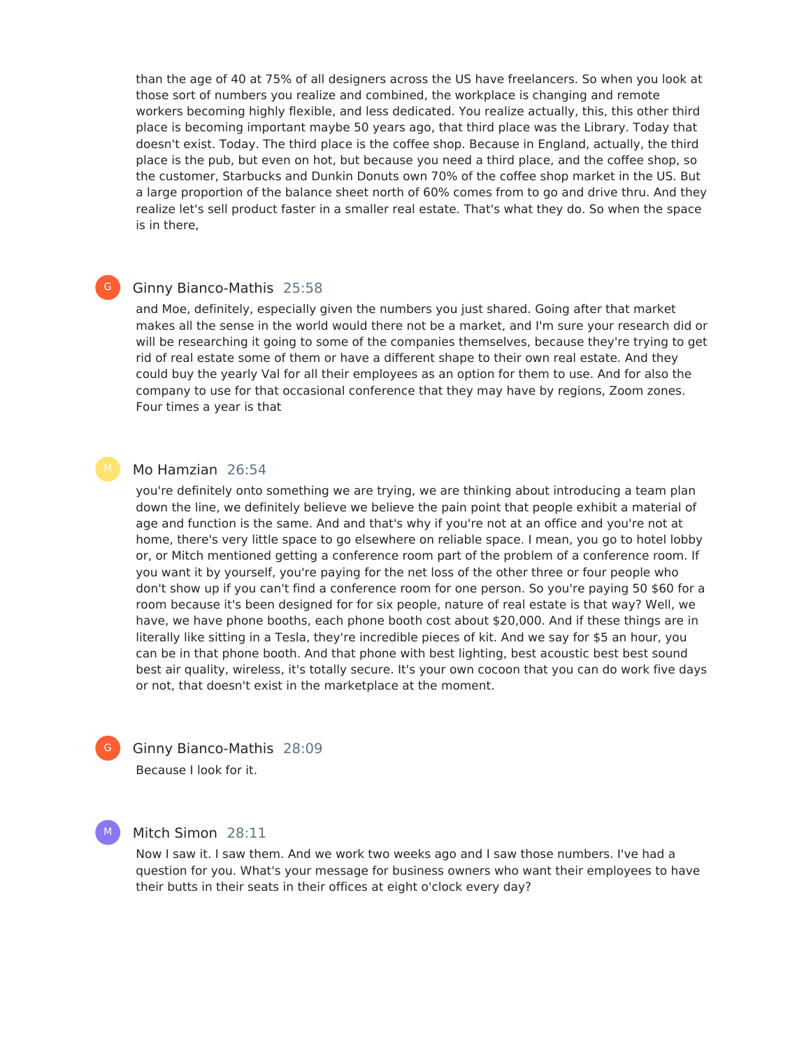than the age of 40 at 75% of all designers across the US have freelancers. So when you look at those sort of numbers you realize and combined, the workplace is changing and remote workers becoming highly flexible, and less dedicated. You realize actually, this, this other third place is becoming important maybe 50 years ago, that third place was the Library. Today that doesn't exist. Today. The third place is the coffee shop. Because in England, actually, the third place is the pub, but even on hot, but because you need a third place, and the coffee shop, so the customer, Starbucks and Dunkin Donuts own 70% of the coffee shop market in the US. But a large proportion of the balance sheet north of 60% comes from to go and drive thru. And they realize let's sell product faster in a smaller real estate. That's what they do. So when the space is in there,

**Ginny Bianco-Mathis** 25:58

and Moe, definitely, especially given the numbers you just shared. Going after that market makes all the sense in the world would there not be a market, and I'm sure your research did or will be researching it going to some of the companies themselves, because they're trying to get rid of real estate some of them or have a different shape to their own real estate. And they could buy the yearly Val for all their employees as an option for them to use. And for also the company to use for that occasional conference that they may have by regions, Zoom zones. Four times a year is that

**Mo Hamzian** 26:54

you're definitely onto something we are trying, we are thinking about introducing a team plan down the line, we definitely believe we believe the pain point that people exhibit a material of age and function is the same. And and that's why if you're not at an office and you're not at home, there's very little space to go elsewhere on reliable space. I mean, you go to hotel lobby or, or Mitch mentioned getting a conference room part of the problem of a conference room. If you want it by yourself, you're paying for the net loss of the other three or four people who don't show up if you can't find a conference room for one person. So you're paying 50 $60 for a room because it's been designed for for six people, nature of real estate is that way? Well, we have, we have phone booths, each phone booth cost about $20,000. And if these things are in literally like sitting in a Tesla, they're incredible pieces of kit. And we say for $5 an hour, you can be in that phone booth. And that phone with best lighting, best acoustic best best sound best air quality, wireless, it's totally secure. It's your own cocoon that you can do work five days or not, that doesn't exist in the marketplace at the moment.

**Ginny Bianco-Mathis** 28:09

Because I look for it.

**Mitch Simon** 28:11

Now I saw it. I saw them. And we work two weeks ago and I saw those numbers. I've had a question for you. What's your message for business owners who want their employees to have their butts in their seats in their offices at eight o'clock every day?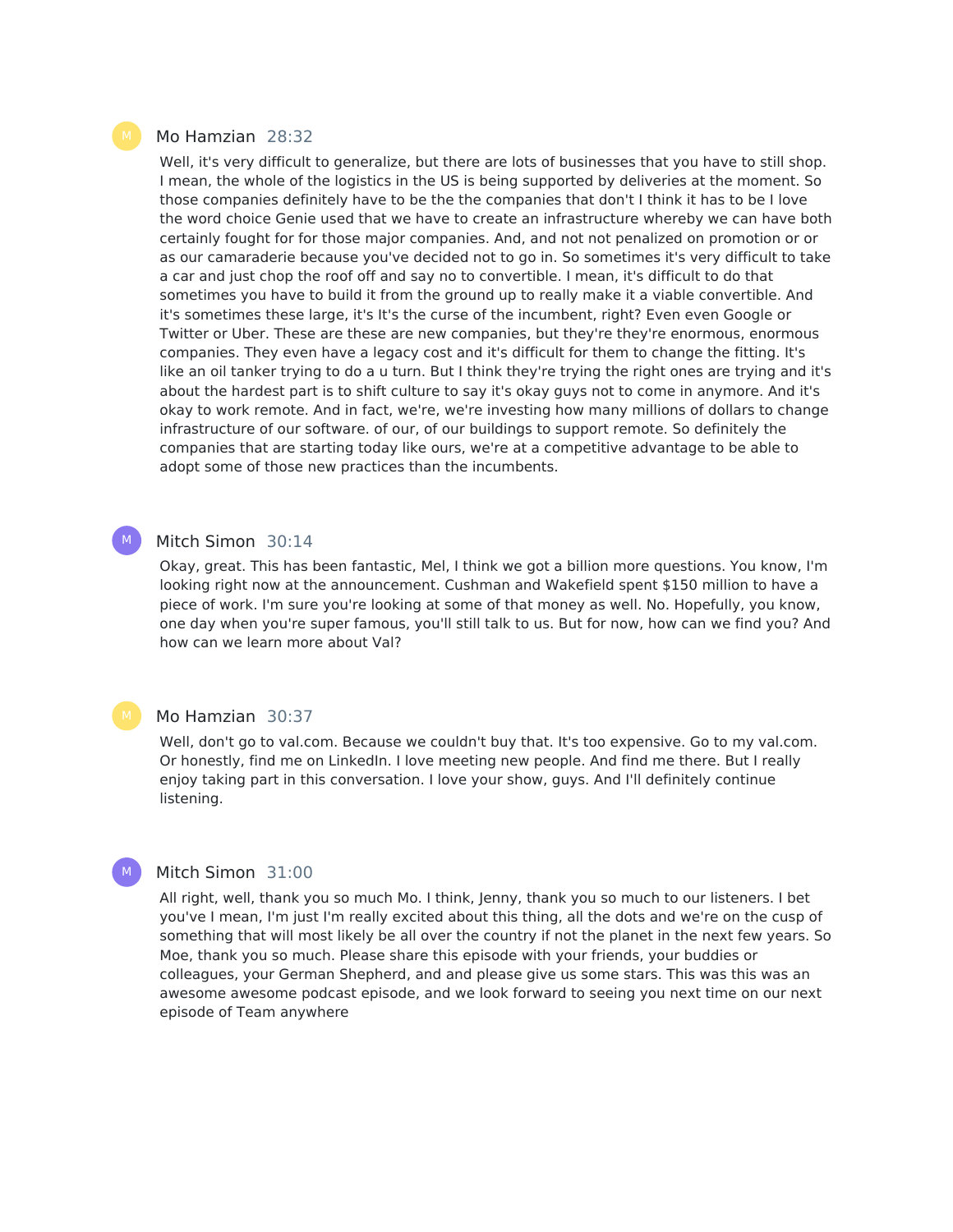Mo Hamzian 28:32

Well, it's very difficult to generalize, but there are lots of businesses that you have to still shop. I mean, the whole of the logistics in the US is being supported by deliveries at the moment. So those companies definitely have to be the the companies that don't I think it has to be I love the word choice Genie used that we have to create an infrastructure whereby we can have both certainly fought for for those major companies. And, and not not penalized on promotion or or as our camaraderie because you've decided not to go in. So sometimes it's very difficult to take a car and just chop the roof off and say no to convertible. I mean, it's difficult to do that sometimes you have to build it from the ground up to really make it a viable convertible. And it's sometimes these large, it's It's the curse of the incumbent, right? Even even Google or Twitter or Uber. These are these are new companies, but they're they're enormous, enormous companies. They even have a legacy cost and it's difficult for them to change the fitting. It's like an oil tanker trying to do a u turn. But I think they're trying the right ones are trying and it's about the hardest part is to shift culture to say it's okay guys not to come in anymore. And it's okay to work remote. And in fact, we're, we're investing how many millions of dollars to change infrastructure of our software. of our, of our buildings to support remote. So definitely the companies that are starting today like ours, we're at a competitive advantage to be able to adopt some of those new practices than the incumbents.

Mitch Simon 30:14

Okay, great. This has been fantastic, Mel, I think we got a billion more questions. You know, I'm looking right now at the announcement. Cushman and Wakefield spent $150 million to have a piece of work. I'm sure you're looking at some of that money as well. No. Hopefully, you know, one day when you're super famous, you'll still talk to us. But for now, how can we find you? And how can we learn more about Val?

Mo Hamzian 30:37

Well, don't go to val.com. Because we couldn't buy that. It's too expensive. Go to my val.com. Or honestly, find me on LinkedIn. I love meeting new people. And find me there. But I really enjoy taking part in this conversation. I love your show, guys. And I'll definitely continue listening.

Mitch Simon 31:00

All right, well, thank you so much Mo. I think, Jenny, thank you so much to our listeners. I bet you've I mean, I'm just I'm really excited about this thing, all the dots and we're on the cusp of something that will most likely be all over the country if not the planet in the next few years. So Moe, thank you so much. Please share this episode with your friends, your buddies or colleagues, your German Shepherd, and and please give us some stars. This was this was an awesome awesome podcast episode, and we look forward to seeing you next time on our next episode of Team anywhere